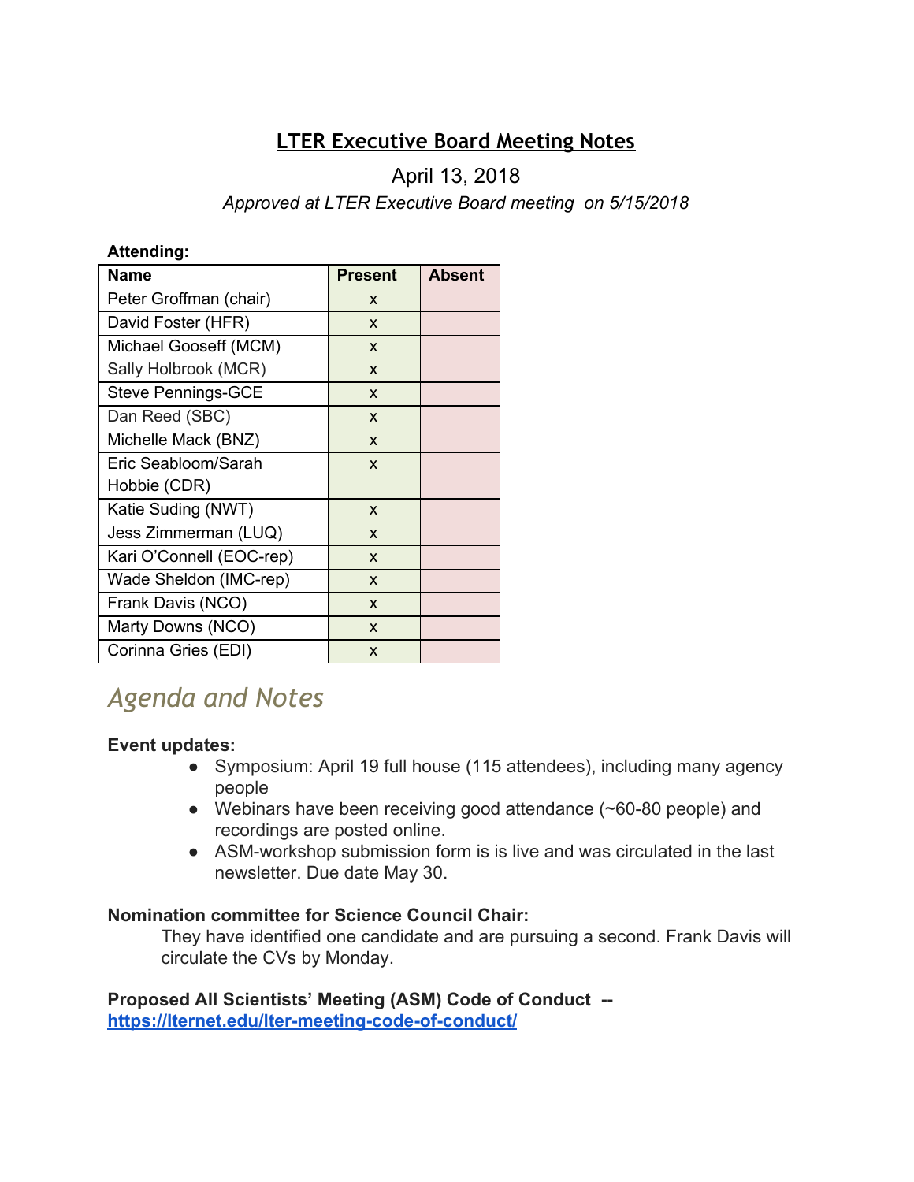# LTER Executive Board Meeting Notes

April 13, 2018

*Approved at LTER Executive Board meeting on 5/15/2018*

**Attending:**

| Name | Present | Absent |
|---|---|---|
| Peter Groffman (chair) | x | |
| David Foster (HFR) | x | |
| Michael Gooseff (MCM) | x | |
| Sally Holbrook (MCR) | x | |
| Steve Pennings-GCE | x | |
| Dan Reed (SBC) | x | |
| Michelle Mack (BNZ) | x | |
| Eric Seabloom/Sarah Hobbie (CDR) | x | |
| Katie Suding (NWT) | x | |
| Jess Zimmerman (LUQ) | x | |
| Kari O'Connell (EOC-rep) | x | |
| Wade Sheldon (IMC-rep) | x | |
| Frank Davis (NCO) | x | |
| Marty Downs (NCO) | x | |
| Corinna Gries (EDI) | x | |

## *Agenda and Notes*

**Event updates:**

- Symposium: April 19 full house (115 attendees), including many agency people
- Webinars have been receiving good attendance (~60-80 people) and recordings are posted online.
- ASM-workshop submission form is is live and was circulated in the last newsletter. Due date May 30.

**Nomination committee for Science Council Chair:**

They have identified one candidate and are pursuing a second. Frank Davis will circulate the CVs by Monday.

**Proposed All Scientists' Meeting (ASM) Code of Conduct --** **https://lternet.edu/lter-meeting-code-of-conduct/**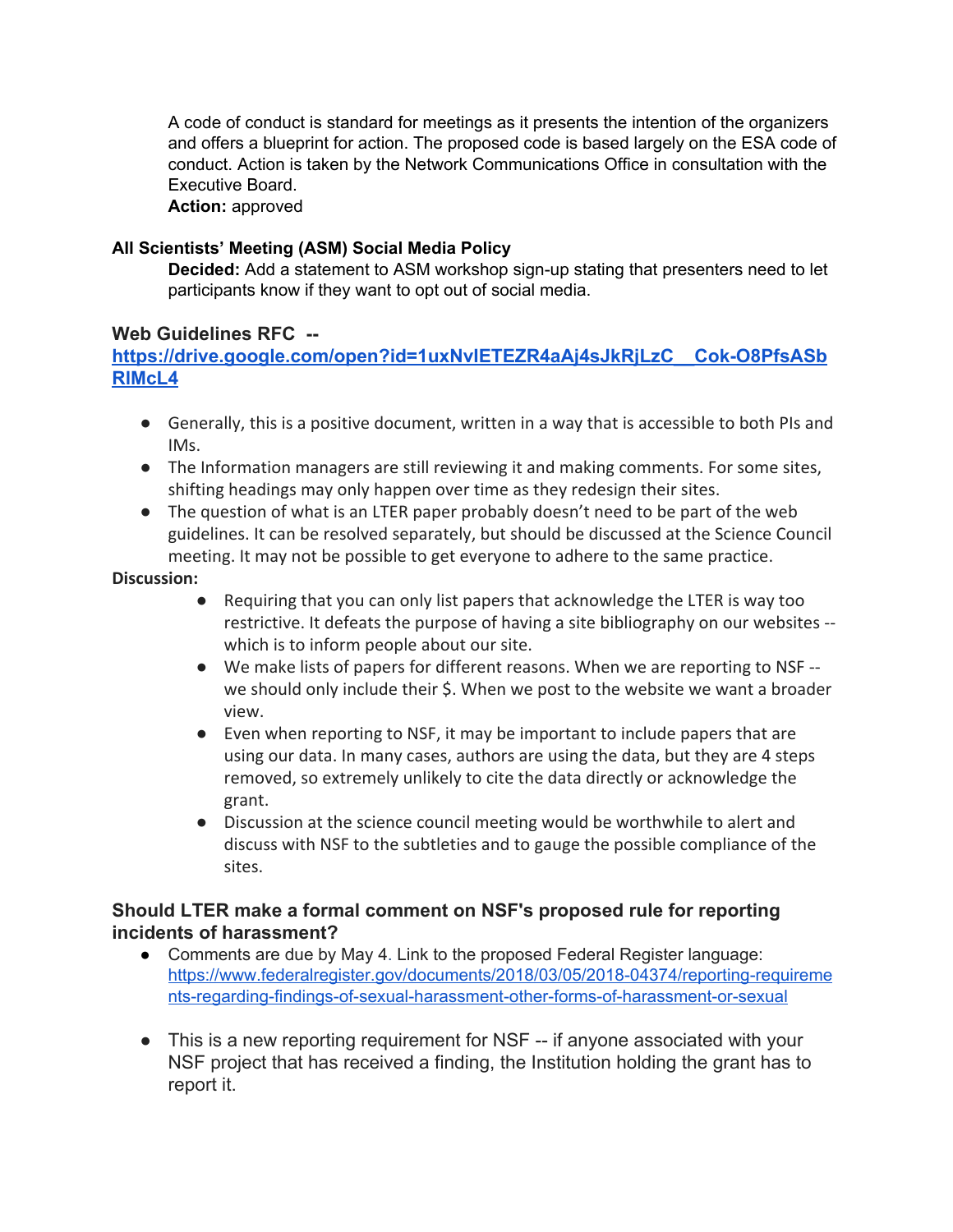A code of conduct is standard for meetings as it presents the intention of the organizers and offers a blueprint for action. The proposed code is based largely on the ESA code of conduct. Action is taken by the Network Communications Office in consultation with the Executive Board.
**Action:** approved

#### All Scientists' Meeting (ASM) Social Media Policy

**Decided:** Add a statement to ASM workshop sign-up stating that presenters need to let participants know if they want to opt out of social media.

### Web Guidelines RFC -- [https://drive.google.com/open?id=1uxNvIETEZR4aAj4sJkRjLzC__Cok-O8PfsASbRIMcL4](https://drive.google.com/open?id=1uxNvIETEZR4aAj4sJkRjLzC__Cok-O8PfsASbRIMcL4)

- Generally, this is a positive document, written in a way that is accessible to both PIs and IMs.
- The Information managers are still reviewing it and making comments. For some sites, shifting headings may only happen over time as they redesign their sites.
- The question of what is an LTER paper probably doesn't need to be part of the web guidelines. It can be resolved separately, but should be discussed at the Science Council meeting. It may not be possible to get everyone to adhere to the same practice.

**Discussion:**

- Requiring that you can only list papers that acknowledge the LTER is way too restrictive. It defeats the purpose of having a site bibliography on our websites -- which is to inform people about our site.
- We make lists of papers for different reasons. When we are reporting to NSF -- we should only include their $. When we post to the website we want a broader view.
- Even when reporting to NSF, it may be important to include papers that are using our data. In many cases, authors are using the data, but they are 4 steps removed, so extremely unlikely to cite the data directly or acknowledge the grant.
- Discussion at the science council meeting would be worthwhile to alert and discuss with NSF to the subtleties and to gauge the possible compliance of the sites.

### Should LTER make a formal comment on NSF's proposed rule for reporting incidents of harassment?

- Comments are due by May 4. Link to the proposed Federal Register language: [https://www.federalregister.gov/documents/2018/03/05/2018-04374/reporting-requirements-regarding-findings-of-sexual-harassment-other-forms-of-harassment-or-sexual](https://www.federalregister.gov/documents/2018/03/05/2018-04374/reporting-requirements-regarding-findings-of-sexual-harassment-other-forms-of-harassment-or-sexual)

- This is a new reporting requirement for NSF -- if anyone associated with your NSF project that has received a finding, the Institution holding the grant has to report it.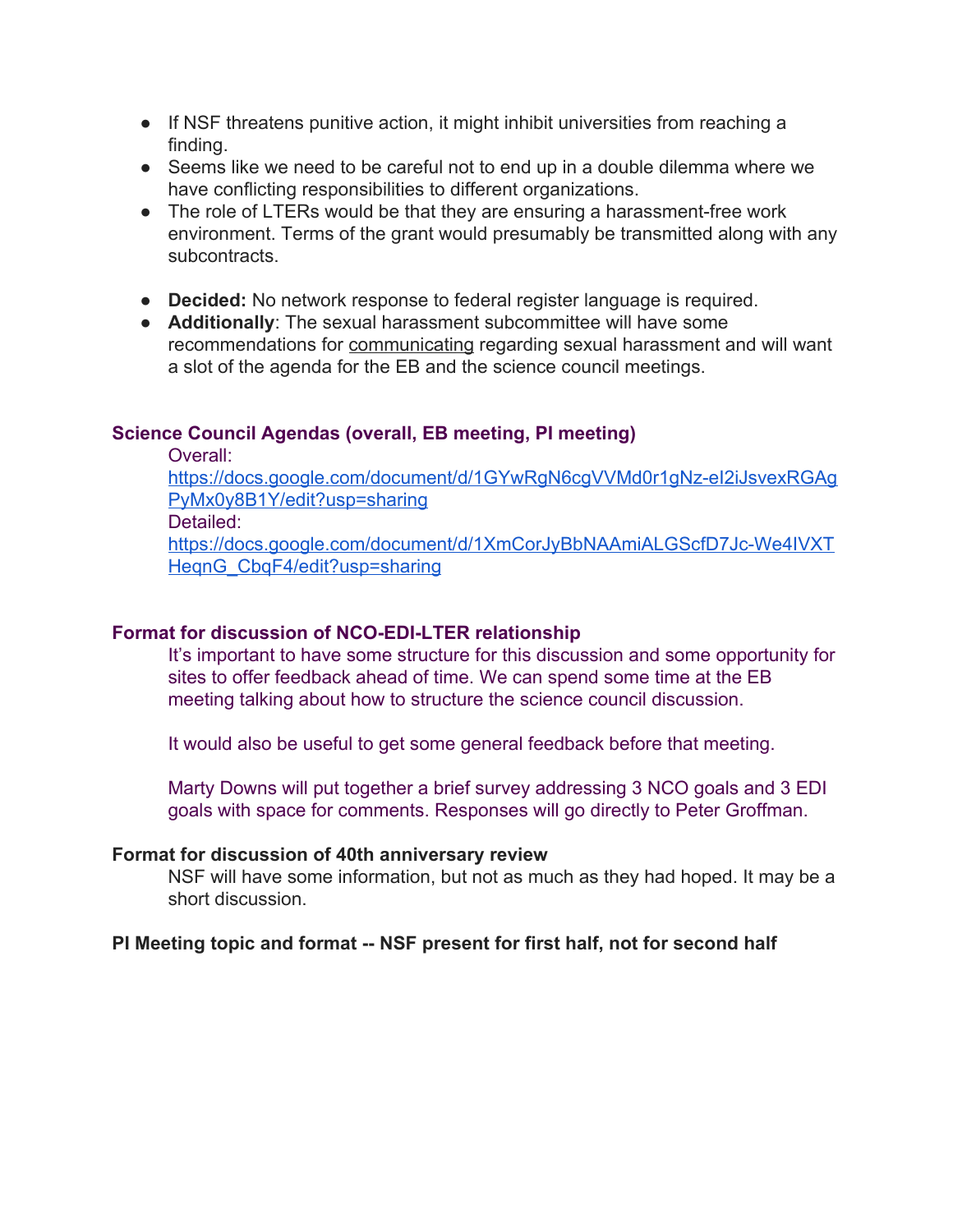- If NSF threatens punitive action, it might inhibit universities from reaching a finding.
- Seems like we need to be careful not to end up in a double dilemma where we have conflicting responsibilities to different organizations.
- The role of LTERs would be that they are ensuring a harassment-free work environment. Terms of the grant would presumably be transmitted along with any subcontracts.

- **Decided:** No network response to federal register language is required.
- **Additionally**: The sexual harassment subcommittee will have some recommendations for communicating regarding sexual harassment and will want a slot of the agenda for the EB and the science council meetings.

### Science Council Agendas (overall, EB meeting, PI meeting)

Overall:
https://docs.google.com/document/d/1GYwRgN6cgVVMd0r1gNz-eI2iJsvexRGAgPyMx0y8B1Y/edit?usp=sharing
Detailed:
https://docs.google.com/document/d/1XmCorJyBbNAAmiALGScfD7Jc-We4IVXTHeqnG_CbqF4/edit?usp=sharing

### Format for discussion of NCO-EDI-LTER relationship

It's important to have some structure for this discussion and some opportunity for sites to offer feedback ahead of time. We can spend some time at the EB meeting talking about how to structure the science council discussion.

It would also be useful to get some general feedback before that meeting.

Marty Downs will put together a brief survey addressing 3 NCO goals and 3 EDI goals with space for comments. Responses will go directly to Peter Groffman.

### Format for discussion of 40th anniversary review

NSF will have some information, but not as much as they had hoped. It may be a short discussion.

### PI Meeting topic and format -- NSF present for first half, not for second half